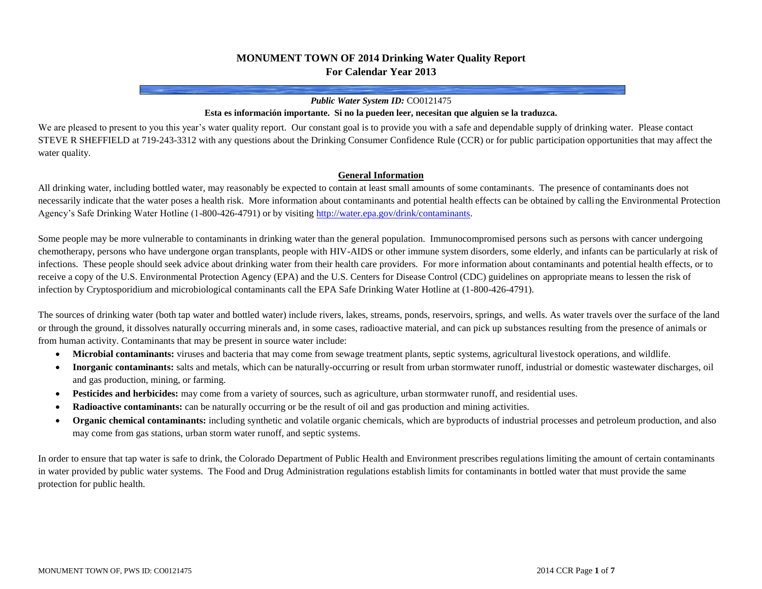# MONUMENT TOWN OF 2014 Drinking Water Quality Report
## For Calendar Year 2013

***Public Water System ID:*** CO0121475

**Esta es información importante. Si no la pueden leer, necesitan que alguien se la traduzca.**

We are pleased to present to you this year's water quality report. Our constant goal is to provide you with a safe and dependable supply of drinking water. Please contact STEVE R SHEFFIELD at 719-243-3312 with any questions about the Drinking Consumer Confidence Rule (CCR) or for public participation opportunities that may affect the water quality.

### General Information

All drinking water, including bottled water, may reasonably be expected to contain at least small amounts of some contaminants. The presence of contaminants does not necessarily indicate that the water poses a health risk. More information about contaminants and potential health effects can be obtained by calling the Environmental Protection Agency's Safe Drinking Water Hotline (1-800-426-4791) or by visiting http://water.epa.gov/drink/contaminants.

Some people may be more vulnerable to contaminants in drinking water than the general population. Immunocompromised persons such as persons with cancer undergoing chemotherapy, persons who have undergone organ transplants, people with HIV-AIDS or other immune system disorders, some elderly, and infants can be particularly at risk of infections. These people should seek advice about drinking water from their health care providers. For more information about contaminants and potential health effects, or to receive a copy of the U.S. Environmental Protection Agency (EPA) and the U.S. Centers for Disease Control (CDC) guidelines on appropriate means to lessen the risk of infection by Cryptosporidium and microbiological contaminants call the EPA Safe Drinking Water Hotline at (1-800-426-4791).

The sources of drinking water (both tap water and bottled water) include rivers, lakes, streams, ponds, reservoirs, springs, and wells. As water travels over the surface of the land or through the ground, it dissolves naturally occurring minerals and, in some cases, radioactive material, and can pick up substances resulting from the presence of animals or from human activity. Contaminants that may be present in source water include:

- **Microbial contaminants:** viruses and bacteria that may come from sewage treatment plants, septic systems, agricultural livestock operations, and wildlife.
- **Inorganic contaminants:** salts and metals, which can be naturally-occurring or result from urban stormwater runoff, industrial or domestic wastewater discharges, oil and gas production, mining, or farming.
- **Pesticides and herbicides:** may come from a variety of sources, such as agriculture, urban stormwater runoff, and residential uses.
- **Radioactive contaminants:** can be naturally occurring or be the result of oil and gas production and mining activities.
- **Organic chemical contaminants:** including synthetic and volatile organic chemicals, which are byproducts of industrial processes and petroleum production, and also may come from gas stations, urban storm water runoff, and septic systems.

In order to ensure that tap water is safe to drink, the Colorado Department of Public Health and Environment prescribes regulations limiting the amount of certain contaminants in water provided by public water systems. The Food and Drug Administration regulations establish limits for contaminants in bottled water that must provide the same protection for public health.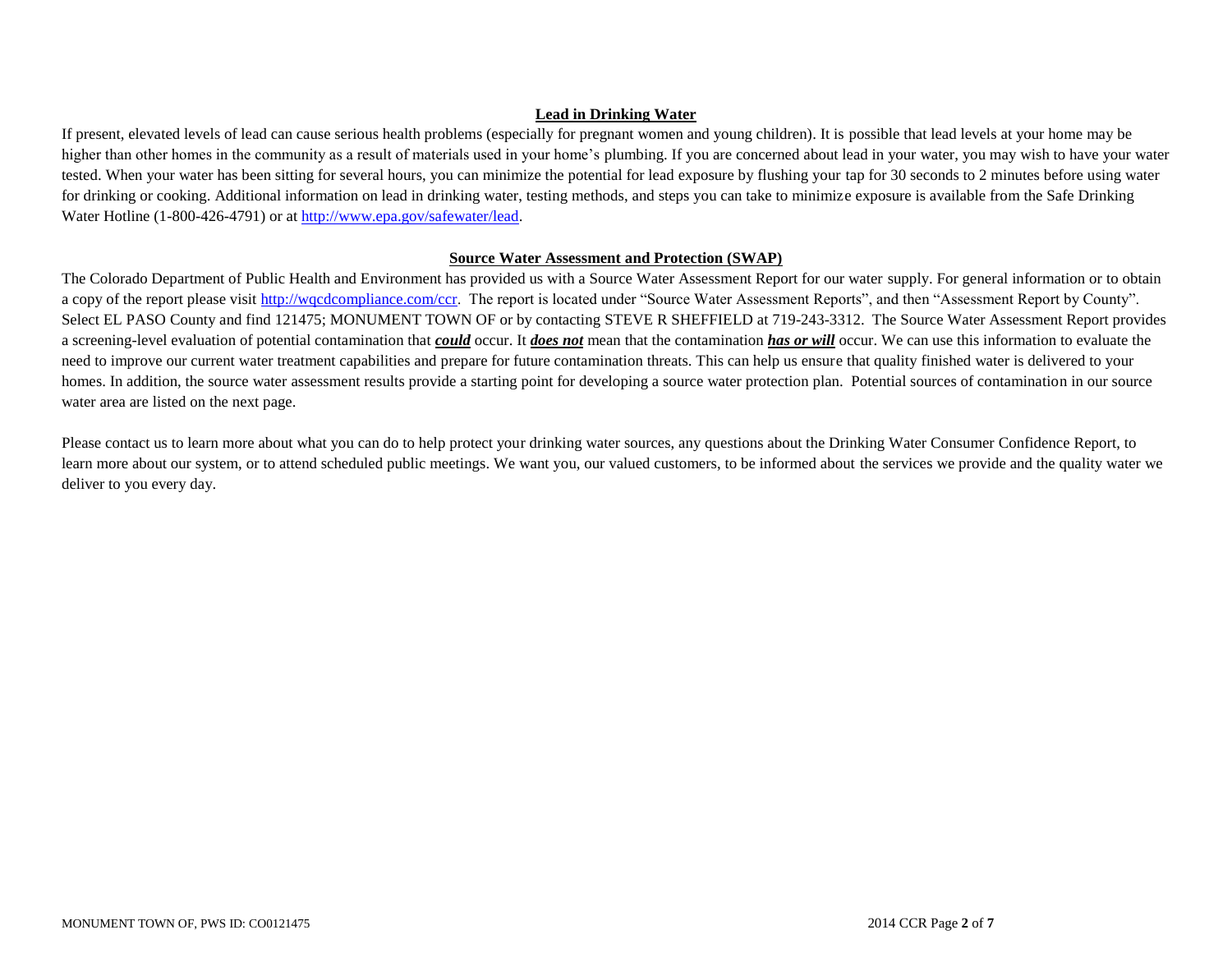## Lead in Drinking Water

If present, elevated levels of lead can cause serious health problems (especially for pregnant women and young children). It is possible that lead levels at your home may be higher than other homes in the community as a result of materials used in your home's plumbing. If you are concerned about lead in your water, you may wish to have your water tested. When your water has been sitting for several hours, you can minimize the potential for lead exposure by flushing your tap for 30 seconds to 2 minutes before using water for drinking or cooking. Additional information on lead in drinking water, testing methods, and steps you can take to minimize exposure is available from the Safe Drinking Water Hotline (1-800-426-4791) or at http://www.epa.gov/safewater/lead.

## Source Water Assessment and Protection (SWAP)

The Colorado Department of Public Health and Environment has provided us with a Source Water Assessment Report for our water supply. For general information or to obtain a copy of the report please visit http://wqcdcompliance.com/ccr. The report is located under "Source Water Assessment Reports", and then "Assessment Report by County". Select EL PASO County and find 121475; MONUMENT TOWN OF or by contacting STEVE R SHEFFIELD at 719-243-3312. The Source Water Assessment Report provides a screening-level evaluation of potential contamination that ***could*** occur. It ***does not*** mean that the contamination ***has or will*** occur. We can use this information to evaluate the need to improve our current water treatment capabilities and prepare for future contamination threats. This can help us ensure that quality finished water is delivered to your homes. In addition, the source water assessment results provide a starting point for developing a source water protection plan. Potential sources of contamination in our source water area are listed on the next page.

Please contact us to learn more about what you can do to help protect your drinking water sources, any questions about the Drinking Water Consumer Confidence Report, to learn more about our system, or to attend scheduled public meetings. We want you, our valued customers, to be informed about the services we provide and the quality water we deliver to you every day.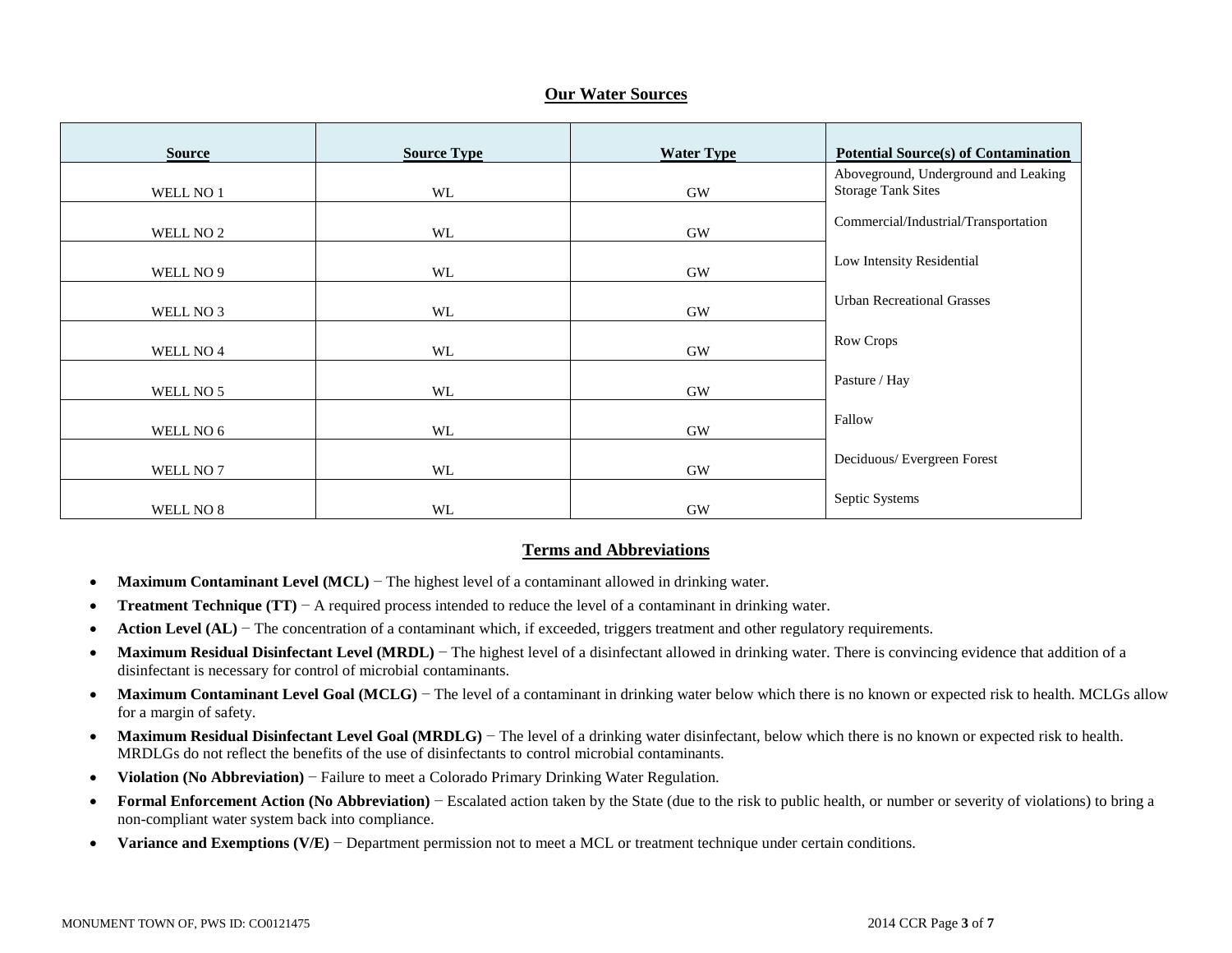## Our Water Sources

| Source | Source Type | Water Type | Potential Source(s) of Contamination |
|---|---|---|---|
| WELL NO 1 | WL | GW | Aboveground, Underground and Leaking Storage Tank Sites |
| WELL NO 2 | WL | GW | Commercial/Industrial/Transportation |
| WELL NO 9 | WL | GW | Low Intensity Residential |
| WELL NO 3 | WL | GW | Urban Recreational Grasses |
| WELL NO 4 | WL | GW | Row Crops |
| WELL NO 5 | WL | GW | Pasture / Hay |
| WELL NO 6 | WL | GW | Fallow |
| WELL NO 7 | WL | GW | Deciduous/ Evergreen Forest |
| WELL NO 8 | WL | GW | Septic Systems |

## Terms and Abbreviations

- **Maximum Contaminant Level (MCL)** − The highest level of a contaminant allowed in drinking water.
- **Treatment Technique (TT)** − A required process intended to reduce the level of a contaminant in drinking water.
- **Action Level (AL)** − The concentration of a contaminant which, if exceeded, triggers treatment and other regulatory requirements.
- **Maximum Residual Disinfectant Level (MRDL)** − The highest level of a disinfectant allowed in drinking water. There is convincing evidence that addition of a disinfectant is necessary for control of microbial contaminants.
- **Maximum Contaminant Level Goal (MCLG)** − The level of a contaminant in drinking water below which there is no known or expected risk to health. MCLGs allow for a margin of safety.
- **Maximum Residual Disinfectant Level Goal (MRDLG)** − The level of a drinking water disinfectant, below which there is no known or expected risk to health. MRDLGs do not reflect the benefits of the use of disinfectants to control microbial contaminants.
- **Violation (No Abbreviation)** − Failure to meet a Colorado Primary Drinking Water Regulation.
- **Formal Enforcement Action (No Abbreviation)** − Escalated action taken by the State (due to the risk to public health, or number or severity of violations) to bring a non-compliant water system back into compliance.
- **Variance and Exemptions (V/E)** − Department permission not to meet a MCL or treatment technique under certain conditions.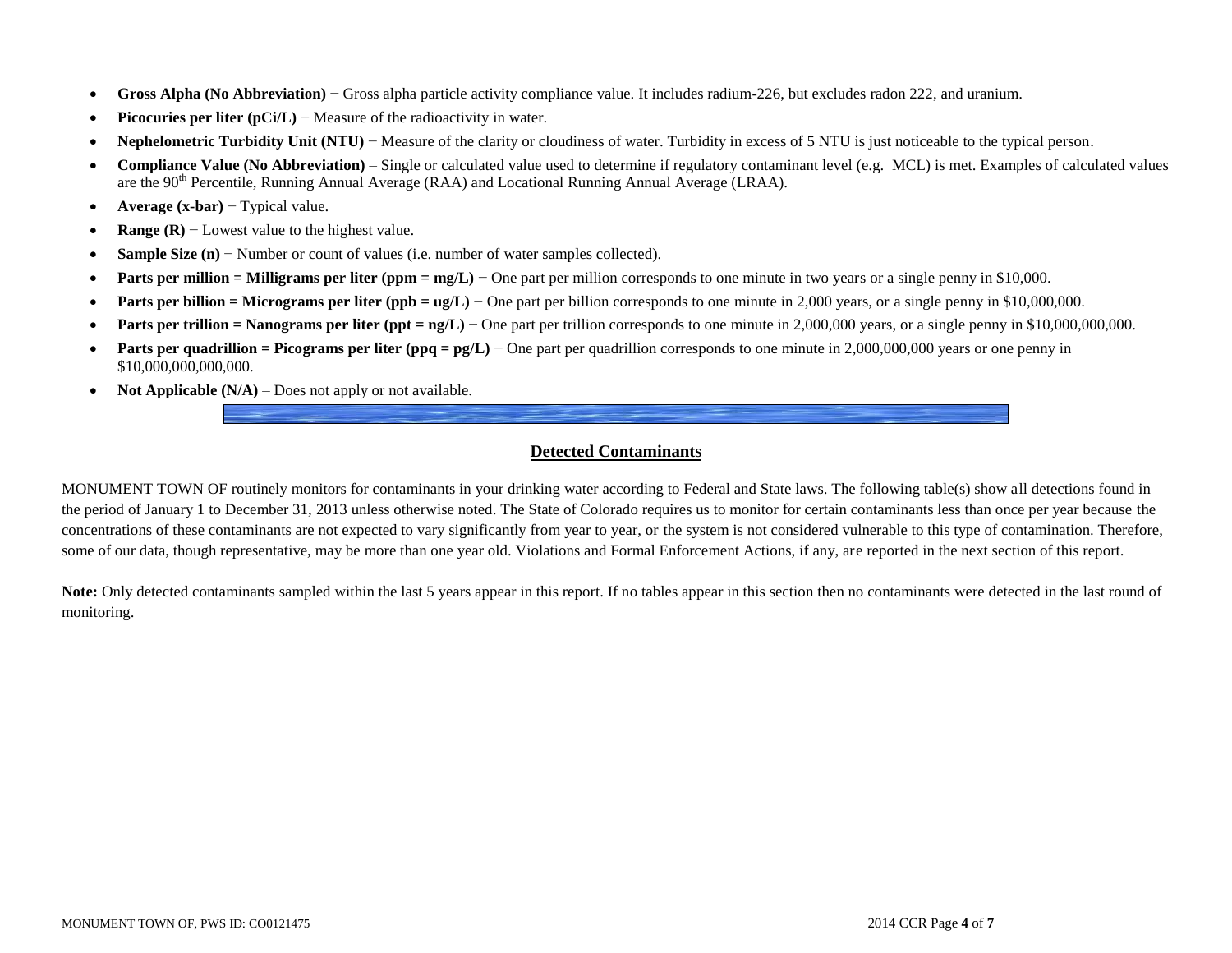- **Gross Alpha (No Abbreviation)** − Gross alpha particle activity compliance value. It includes radium-226, but excludes radon 222, and uranium.
- **Picocuries per liter (pCi/L)** − Measure of the radioactivity in water.
- **Nephelometric Turbidity Unit (NTU)** − Measure of the clarity or cloudiness of water. Turbidity in excess of 5 NTU is just noticeable to the typical person.
- **Compliance Value (No Abbreviation)** – Single or calculated value used to determine if regulatory contaminant level (e.g. MCL) is met. Examples of calculated values are the 90th Percentile, Running Annual Average (RAA) and Locational Running Annual Average (LRAA).
- **Average (x-bar)** − Typical value.
- **Range (R)** − Lowest value to the highest value.
- **Sample Size (n)** − Number or count of values (i.e. number of water samples collected).
- **Parts per million = Milligrams per liter (ppm = mg/L)** − One part per million corresponds to one minute in two years or a single penny in $10,000.
- **Parts per billion = Micrograms per liter (ppb = ug/L)** − One part per billion corresponds to one minute in 2,000 years, or a single penny in $10,000,000.
- **Parts per trillion = Nanograms per liter (ppt = ng/L)** − One part per trillion corresponds to one minute in 2,000,000 years, or a single penny in $10,000,000,000.
- **Parts per quadrillion = Picograms per liter (ppq = pg/L)** − One part per quadrillion corresponds to one minute in 2,000,000,000 years or one penny in $10,000,000,000,000.
- **Not Applicable (N/A)** – Does not apply or not available.

## Detected Contaminants

MONUMENT TOWN OF routinely monitors for contaminants in your drinking water according to Federal and State laws. The following table(s) show all detections found in the period of January 1 to December 31, 2013 unless otherwise noted. The State of Colorado requires us to monitor for certain contaminants less than once per year because the concentrations of these contaminants are not expected to vary significantly from year to year, or the system is not considered vulnerable to this type of contamination. Therefore, some of our data, though representative, may be more than one year old. Violations and Formal Enforcement Actions, if any, are reported in the next section of this report.

**Note:** Only detected contaminants sampled within the last 5 years appear in this report. If no tables appear in this section then no contaminants were detected in the last round of monitoring.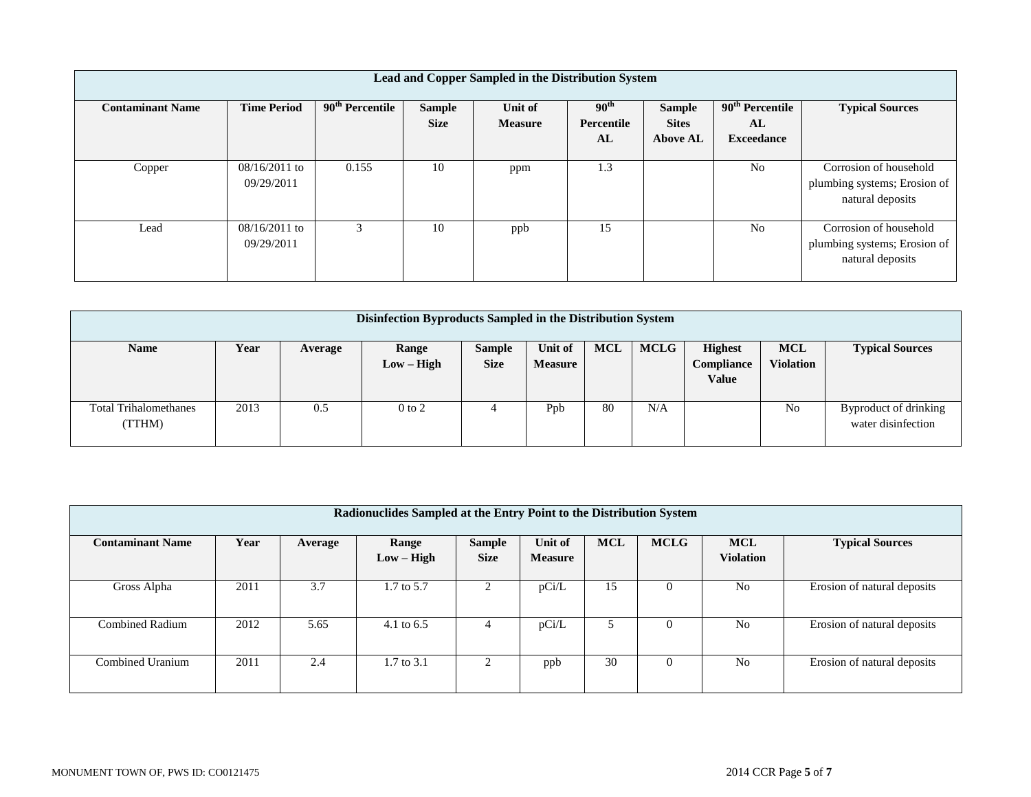| Lead and Copper Sampled in the Distribution System | | | | | | | | |
|---|---|---|---|---|---|---|---|---|
| **Contaminant Name** | **Time Period** | **90th Percentile** | **Sample Size** | **Unit of Measure** | **90th Percentile AL** | **Sample Sites Above AL** | **90th Percentile AL Exceedance** | **Typical Sources** |
| Copper | 08/16/2011 to 09/29/2011 | 0.155 | 10 | ppm | 1.3 | | No | Corrosion of household plumbing systems; Erosion of natural deposits |
| Lead | 08/16/2011 to 09/29/2011 | 3 | 10 | ppb | 15 | | No | Corrosion of household plumbing systems; Erosion of natural deposits |

| Disinfection Byproducts Sampled in the Distribution System | | | | | | | | | | |
|---|---|---|---|---|---|---|---|---|---|---|
| **Name** | **Year** | **Average** | **Range Low – High** | **Sample Size** | **Unit of Measure** | **MCL** | **MCLG** | **Highest Compliance Value** | **MCL Violation** | **Typical Sources** |
| Total Trihalomethanes (TTHM) | 2013 | 0.5 | 0 to 2 | 4 | Ppb | 80 | N/A | | No | Byproduct of drinking water disinfection |

| Radionuclides Sampled at the Entry Point to the Distribution System | | | | | | | | | |
|---|---|---|---|---|---|---|---|---|---|
| **Contaminant Name** | **Year** | **Average** | **Range Low – High** | **Sample Size** | **Unit of Measure** | **MCL** | **MCLG** | **MCL Violation** | **Typical Sources** |
| Gross Alpha | 2011 | 3.7 | 1.7 to 5.7 | 2 | pCi/L | 15 | 0 | No | Erosion of natural deposits |
| Combined Radium | 2012 | 5.65 | 4.1 to 6.5 | 4 | pCi/L | 5 | 0 | No | Erosion of natural deposits |
| Combined Uranium | 2011 | 2.4 | 1.7 to 3.1 | 2 | ppb | 30 | 0 | No | Erosion of natural deposits |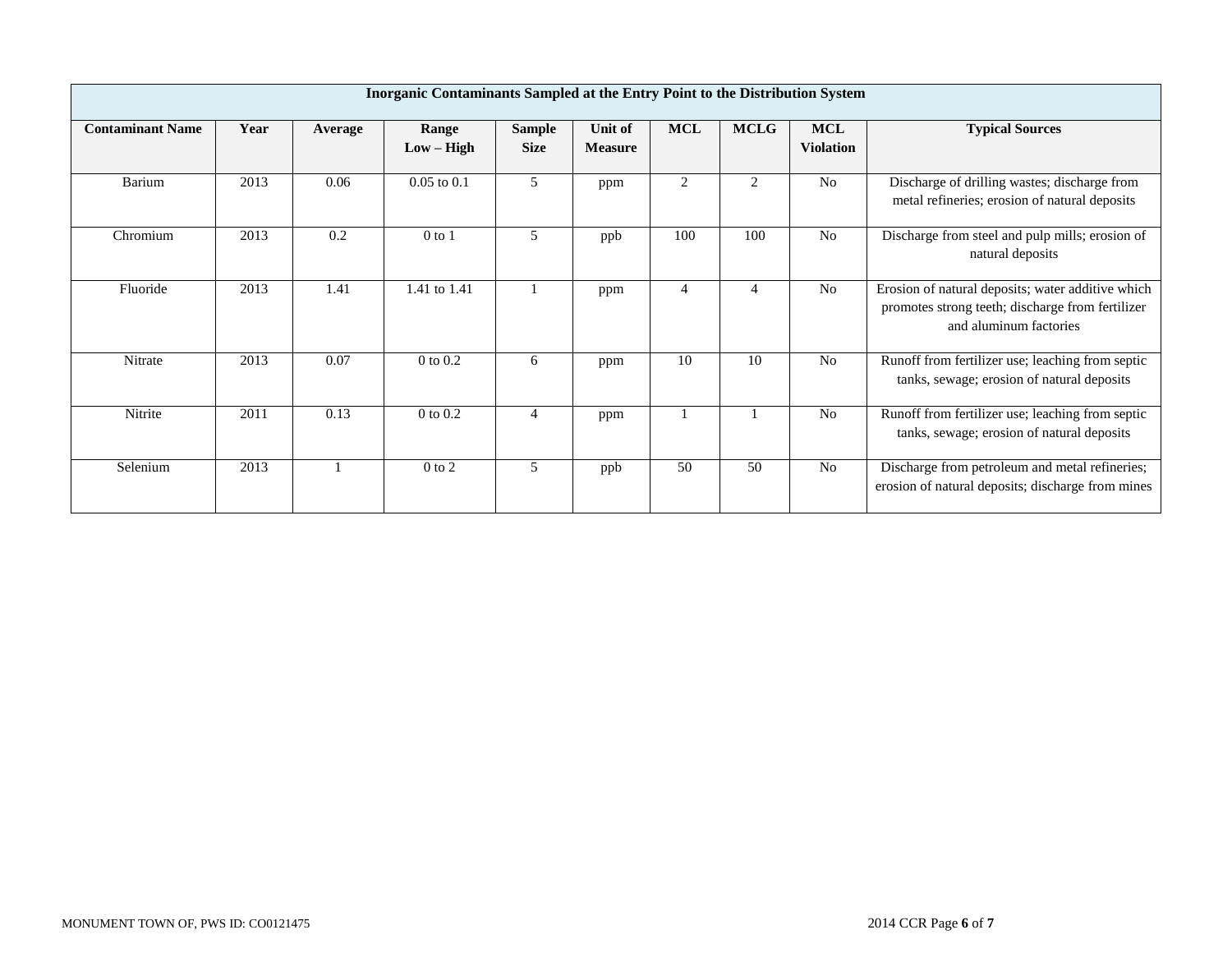| Inorganic Contaminants Sampled at the Entry Point to the Distribution System | | | | | | | | | |
|---|---|---|---|---|---|---|---|---|---|
| **Contaminant Name** | **Year** | **Average** | **Range Low – High** | **Sample Size** | **Unit of Measure** | **MCL** | **MCLG** | **MCL Violation** | **Typical Sources** |
| Barium | 2013 | 0.06 | 0.05 to 0.1 | 5 | ppm | 2 | 2 | No | Discharge of drilling wastes; discharge from metal refineries; erosion of natural deposits |
| Chromium | 2013 | 0.2 | 0 to 1 | 5 | ppb | 100 | 100 | No | Discharge from steel and pulp mills; erosion of natural deposits |
| Fluoride | 2013 | 1.41 | 1.41 to 1.41 | 1 | ppm | 4 | 4 | No | Erosion of natural deposits; water additive which promotes strong teeth; discharge from fertilizer and aluminum factories |
| Nitrate | 2013 | 0.07 | 0 to 0.2 | 6 | ppm | 10 | 10 | No | Runoff from fertilizer use; leaching from septic tanks, sewage; erosion of natural deposits |
| Nitrite | 2011 | 0.13 | 0 to 0.2 | 4 | ppm | 1 | 1 | No | Runoff from fertilizer use; leaching from septic tanks, sewage; erosion of natural deposits |
| Selenium | 2013 | 1 | 0 to 2 | 5 | ppb | 50 | 50 | No | Discharge from petroleum and metal refineries; erosion of natural deposits; discharge from mines |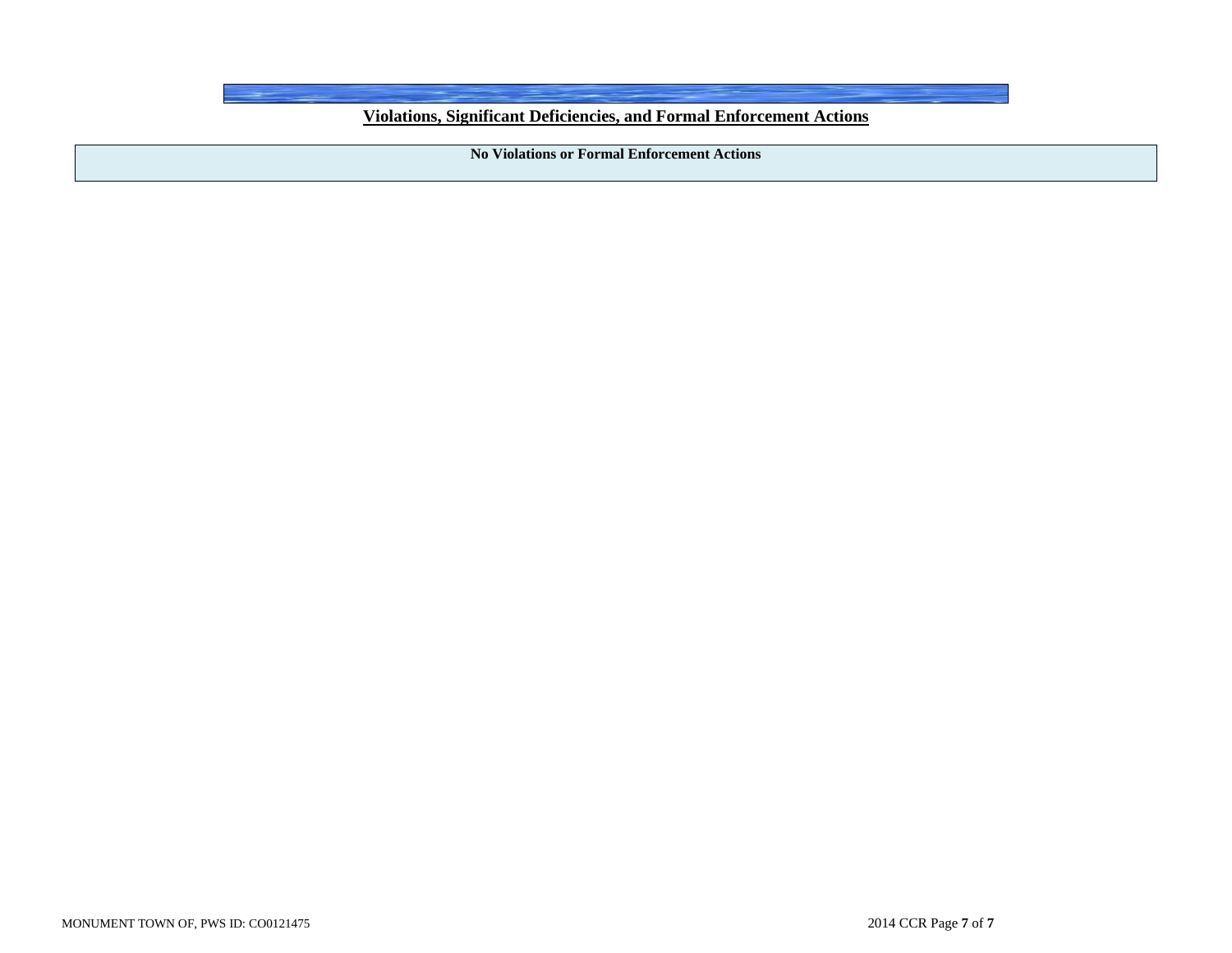## Violations, Significant Deficiencies, and Formal Enforcement Actions

| No Violations or Formal Enforcement Actions |
| --- |